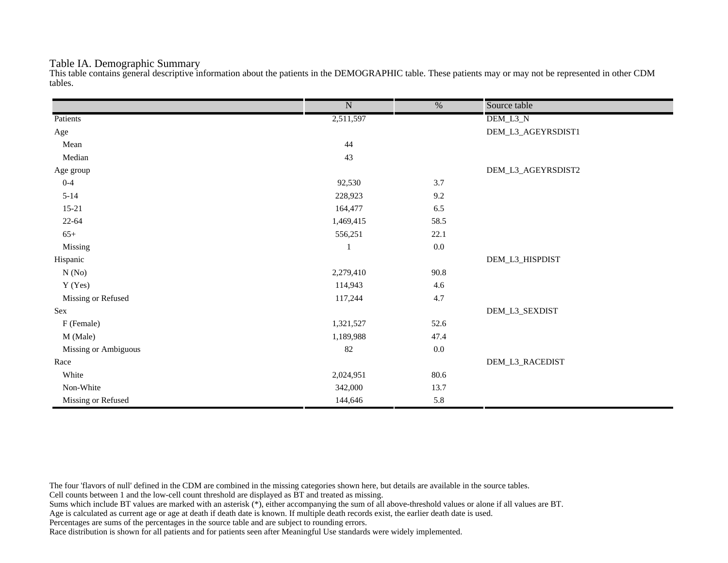# Table IA. Demographic Summary

This table contains general descriptive information about the patients in the DEMOGRAPHIC table. These patients may or may not be represented in other CDM tables.

| | N | % | Source table |
|---|---|---|---|
| Patients | 2,511,597 | | DEM_L3_N |
| Age | | | DEM_L3_AGEYRSDIST1 |
| Mean | 44 | | |
| Median | 43 | | |
| Age group | | | DEM_L3_AGEYRSDIST2 |
| 0-4 | 92,530 | 3.7 | |
| 5-14 | 228,923 | 9.2 | |
| 15-21 | 164,477 | 6.5 | |
| 22-64 | 1,469,415 | 58.5 | |
| 65+ | 556,251 | 22.1 | |
| Missing | 1 | 0.0 | |
| Hispanic | | | DEM_L3_HISPDIST |
| N (No) | 2,279,410 | 90.8 | |
| Y (Yes) | 114,943 | 4.6 | |
| Missing or Refused | 117,244 | 4.7 | |
| Sex | | | DEM_L3_SEXDIST |
| F (Female) | 1,321,527 | 52.6 | |
| M (Male) | 1,189,988 | 47.4 | |
| Missing or Ambiguous | 82 | 0.0 | |
| Race | | | DEM_L3_RACEDIST |
| White | 2,024,951 | 80.6 | |
| Non-White | 342,000 | 13.7 | |
| Missing or Refused | 144,646 | 5.8 | |

The four 'flavors of null' defined in the CDM are combined in the missing categories shown here, but details are available in the source tables.
Cell counts between 1 and the low-cell count threshold are displayed as BT and treated as missing.
Sums which include BT values are marked with an asterisk (*), either accompanying the sum of all above-threshold values or alone if all values are BT.
Age is calculated as current age or age at death if death date is known. If multiple death records exist, the earlier death date is used.
Percentages are sums of the percentages in the source table and are subject to rounding errors.
Race distribution is shown for all patients and for patients seen after Meaningful Use standards were widely implemented.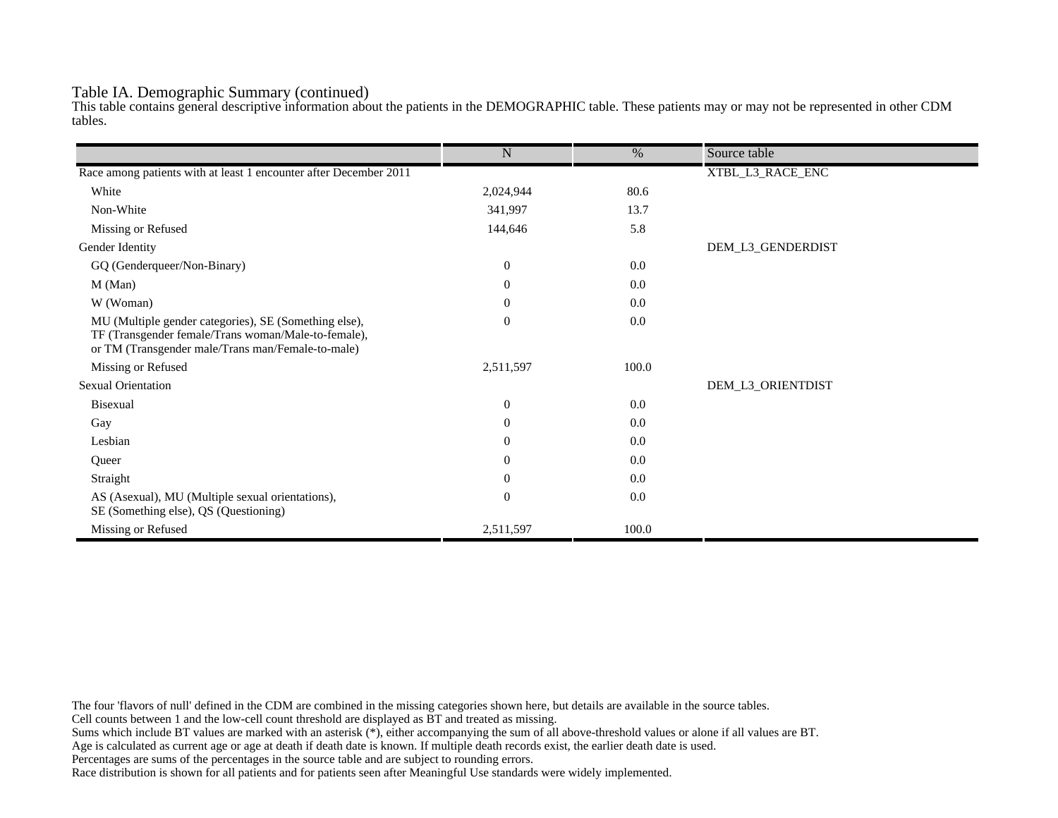Table IA. Demographic Summary (continued)

This table contains general descriptive information about the patients in the DEMOGRAPHIC table. These patients may or may not be represented in other CDM tables.

| | N | % | Source table |
|---|---|---|---|
| Race among patients with at least 1 encounter after December 2011 | | | XTBL_L3_RACE_ENC |
| White | 2,024,944 | 80.6 | |
| Non-White | 341,997 | 13.7 | |
| Missing or Refused | 144,646 | 5.8 | |
| Gender Identity | | | DEM_L3_GENDERDIST |
| GQ (Genderqueer/Non-Binary) | 0 | 0.0 | |
| M (Man) | 0 | 0.0 | |
| W (Woman) | 0 | 0.0 | |
| MU (Multiple gender categories), SE (Something else), TF (Transgender female/Trans woman/Male-to-female), or TM (Transgender male/Trans man/Female-to-male) | 0 | 0.0 | |
| Missing or Refused | 2,511,597 | 100.0 | |
| Sexual Orientation | | | DEM_L3_ORIENTDIST |
| Bisexual | 0 | 0.0 | |
| Gay | 0 | 0.0 | |
| Lesbian | 0 | 0.0 | |
| Queer | 0 | 0.0 | |
| Straight | 0 | 0.0 | |
| AS (Asexual), MU (Multiple sexual orientations), SE (Something else), QS (Questioning) | 0 | 0.0 | |
| Missing or Refused | 2,511,597 | 100.0 | |

The four 'flavors of null' defined in the CDM are combined in the missing categories shown here, but details are available in the source tables.
Cell counts between 1 and the low-cell count threshold are displayed as BT and treated as missing.
Sums which include BT values are marked with an asterisk (*), either accompanying the sum of all above-threshold values or alone if all values are BT.
Age is calculated as current age or age at death if death date is known. If multiple death records exist, the earlier death date is used.
Percentages are sums of the percentages in the source table and are subject to rounding errors.
Race distribution is shown for all patients and for patients seen after Meaningful Use standards were widely implemented.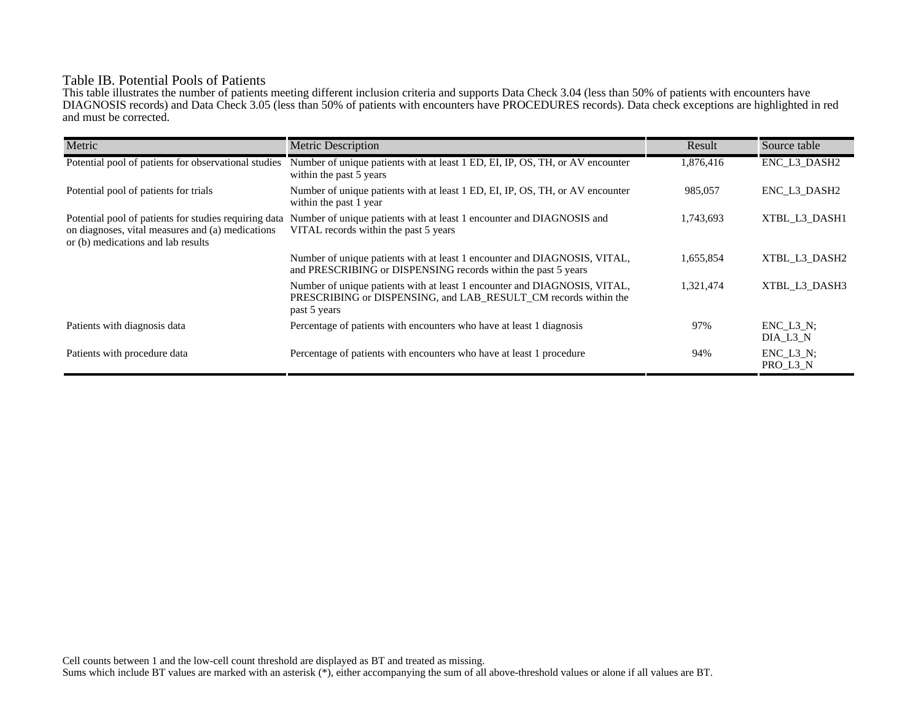## Table IB. Potential Pools of Patients

This table illustrates the number of patients meeting different inclusion criteria and supports Data Check 3.04 (less than 50% of patients with encounters have DIAGNOSIS records) and Data Check 3.05 (less than 50% of patients with encounters have PROCEDURES records). Data check exceptions are highlighted in red and must be corrected.

| Metric | Metric Description | Result | Source table |
|---|---|---|---|
| Potential pool of patients for observational studies | Number of unique patients with at least 1 ED, EI, IP, OS, TH, or AV encounter within the past 5 years | 1,876,416 | ENC_L3_DASH2 |
| Potential pool of patients for trials | Number of unique patients with at least 1 ED, EI, IP, OS, TH, or AV encounter within the past 1 year | 985,057 | ENC_L3_DASH2 |
| Potential pool of patients for studies requiring data on diagnoses, vital measures and (a) medications or (b) medications and lab results | Number of unique patients with at least 1 encounter and DIAGNOSIS and VITAL records within the past 5 years | 1,743,693 | XTBL_L3_DASH1 |
| | Number of unique patients with at least 1 encounter and DIAGNOSIS, VITAL, and PRESCRIBING or DISPENSING records within the past 5 years | 1,655,854 | XTBL_L3_DASH2 |
| | Number of unique patients with at least 1 encounter and DIAGNOSIS, VITAL, PRESCRIBING or DISPENSING, and LAB_RESULT_CM records within the past 5 years | 1,321,474 | XTBL_L3_DASH3 |
| Patients with diagnosis data | Percentage of patients with encounters who have at least 1 diagnosis | 97% | ENC_L3_N; DIA_L3_N |
| Patients with procedure data | Percentage of patients with encounters who have at least 1 procedure | 94% | ENC_L3_N; PRO_L3_N |

Cell counts between 1 and the low-cell count threshold are displayed as BT and treated as missing.
Sums which include BT values are marked with an asterisk (*), either accompanying the sum of all above-threshold values or alone if all values are BT.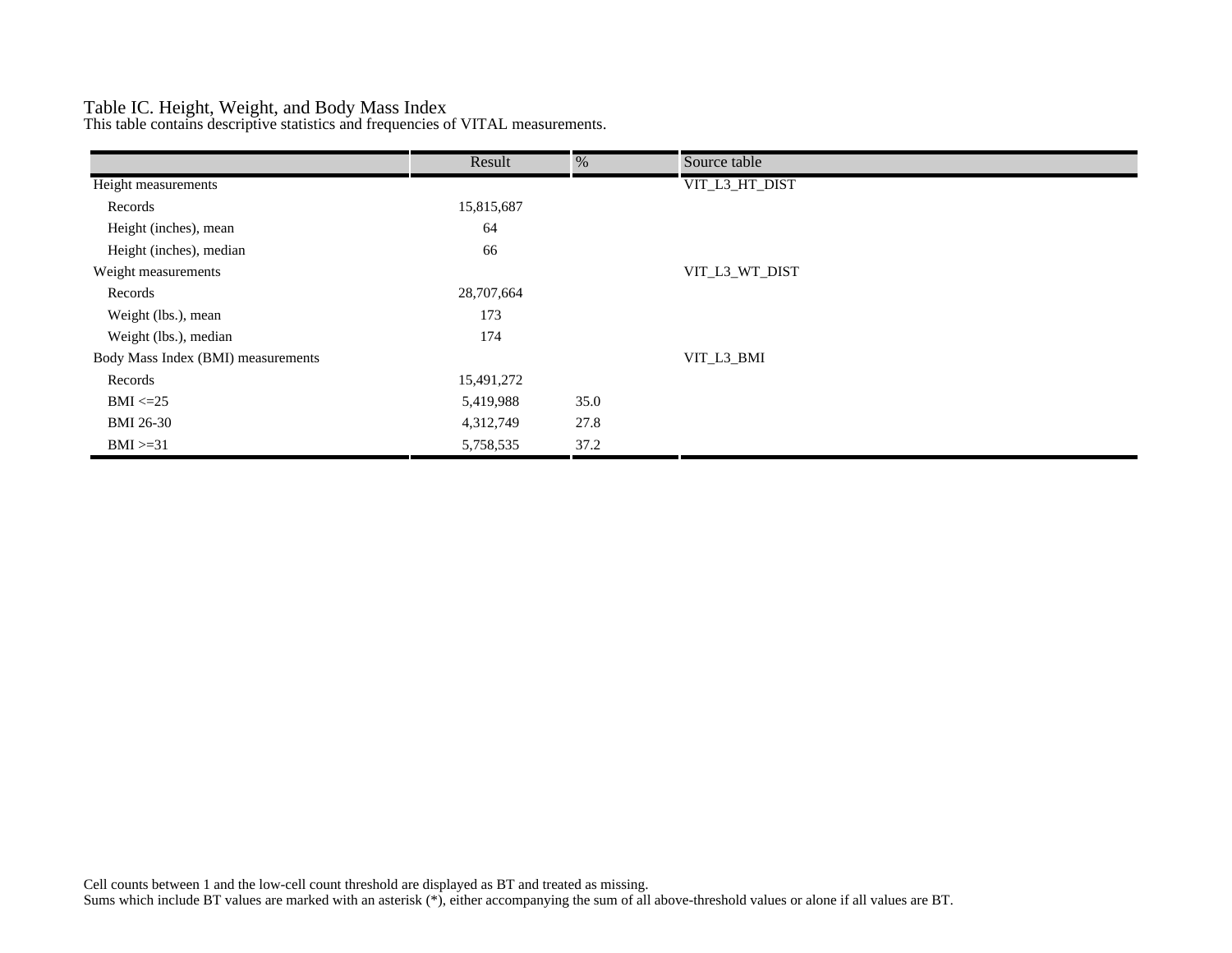# Table IC. Height, Weight, and Body Mass Index

This table contains descriptive statistics and frequencies of VITAL measurements.

| | Result | % | Source table |
|---|---|---|---|
| Height measurements | | | VIT_L3_HT_DIST |
| Records | 15,815,687 | | |
| Height (inches), mean | 64 | | |
| Height (inches), median | 66 | | |
| Weight measurements | | | VIT_L3_WT_DIST |
| Records | 28,707,664 | | |
| Weight (lbs.), mean | 173 | | |
| Weight (lbs.), median | 174 | | |
| Body Mass Index (BMI) measurements | | | VIT_L3_BMI |
| Records | 15,491,272 | | |
| BMI <=25 | 5,419,988 | 35.0 | |
| BMI 26-30 | 4,312,749 | 27.8 | |
| BMI >=31 | 5,758,535 | 37.2 | |

Cell counts between 1 and the low-cell count threshold are displayed as BT and treated as missing.
Sums which include BT values are marked with an asterisk (*), either accompanying the sum of all above-threshold values or alone if all values are BT.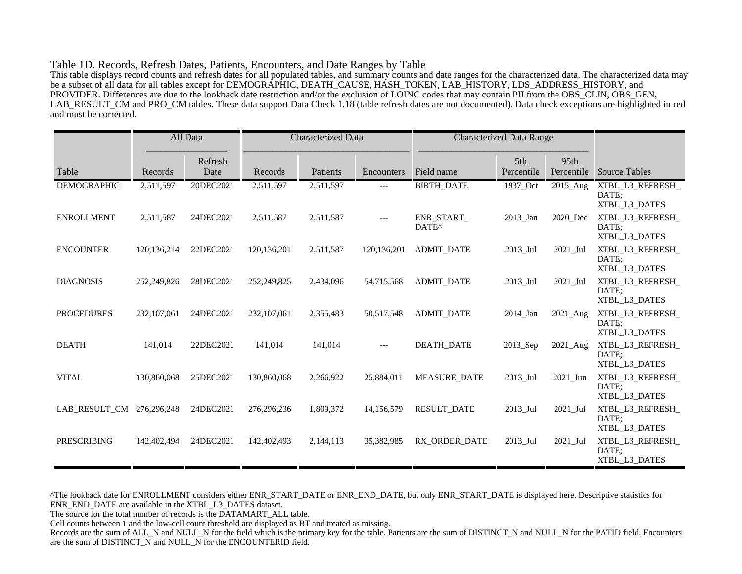## Table 1D. Records, Refresh Dates, Patients, Encounters, and Date Ranges by Table

This table displays record counts and refresh dates for all populated tables, and summary counts and date ranges for the characterized data. The characterized data may be a subset of all data for all tables except for DEMOGRAPHIC, DEATH_CAUSE, HASH_TOKEN, LAB_HISTORY, LDS_ADDRESS_HISTORY, and PROVIDER. Differences are due to the lookback date restriction and/or the exclusion of LOINC codes that may contain PII from the OBS_CLIN, OBS_GEN, LAB_RESULT_CM and PRO_CM tables. These data support Data Check 1.18 (table refresh dates are not documented). Data check exceptions are highlighted in red and must be corrected.

| | All Data | | Characterized Data | | | Characterized Data Range | | | |
|---|---|---|---|---|---|---|---|---|---|
| Table | Records | Refresh Date | Records | Patients | Encounters | Field name | 5th Percentile | 95th Percentile | Source Tables |
| DEMOGRAPHIC | 2,511,597 | 20DEC2021 | 2,511,597 | 2,511,597 | --- | BIRTH_DATE | 1937_Oct | 2015_Aug | XTBL_L3_REFRESH_DATE; XTBL_L3_DATES |
| ENROLLMENT | 2,511,587 | 24DEC2021 | 2,511,587 | 2,511,587 | --- | ENR_START_DATE^ | 2013_Jan | 2020_Dec | XTBL_L3_REFRESH_DATE; XTBL_L3_DATES |
| ENCOUNTER | 120,136,214 | 22DEC2021 | 120,136,201 | 2,511,587 | 120,136,201 | ADMIT_DATE | 2013_Jul | 2021_Jul | XTBL_L3_REFRESH_DATE; XTBL_L3_DATES |
| DIAGNOSIS | 252,249,826 | 28DEC2021 | 252,249,825 | 2,434,096 | 54,715,568 | ADMIT_DATE | 2013_Jul | 2021_Jul | XTBL_L3_REFRESH_DATE; XTBL_L3_DATES |
| PROCEDURES | 232,107,061 | 24DEC2021 | 232,107,061 | 2,355,483 | 50,517,548 | ADMIT_DATE | 2014_Jan | 2021_Aug | XTBL_L3_REFRESH_DATE; XTBL_L3_DATES |
| DEATH | 141,014 | 22DEC2021 | 141,014 | 141,014 | --- | DEATH_DATE | 2013_Sep | 2021_Aug | XTBL_L3_REFRESH_DATE; XTBL_L3_DATES |
| VITAL | 130,860,068 | 25DEC2021 | 130,860,068 | 2,266,922 | 25,884,011 | MEASURE_DATE | 2013_Jul | 2021_Jun | XTBL_L3_REFRESH_DATE; XTBL_L3_DATES |
| LAB_RESULT_CM | 276,296,248 | 24DEC2021 | 276,296,236 | 1,809,372 | 14,156,579 | RESULT_DATE | 2013_Jul | 2021_Jul | XTBL_L3_REFRESH_DATE; XTBL_L3_DATES |
| PRESCRIBING | 142,402,494 | 24DEC2021 | 142,402,493 | 2,144,113 | 35,382,985 | RX_ORDER_DATE | 2013_Jul | 2021_Jul | XTBL_L3_REFRESH_DATE; XTBL_L3_DATES |

^The lookback date for ENROLLMENT considers either ENR_START_DATE or ENR_END_DATE, but only ENR_START_DATE is displayed here. Descriptive statistics for ENR_END_DATE are available in the XTBL_L3_DATES dataset.

The source for the total number of records is the DATAMART_ALL table.

Cell counts between 1 and the low-cell count threshold are displayed as BT and treated as missing.

Records are the sum of ALL_N and NULL_N for the field which is the primary key for the table. Patients are the sum of DISTINCT_N and NULL_N for the PATID field. Encounters are the sum of DISTINCT_N and NULL_N for the ENCOUNTERID field.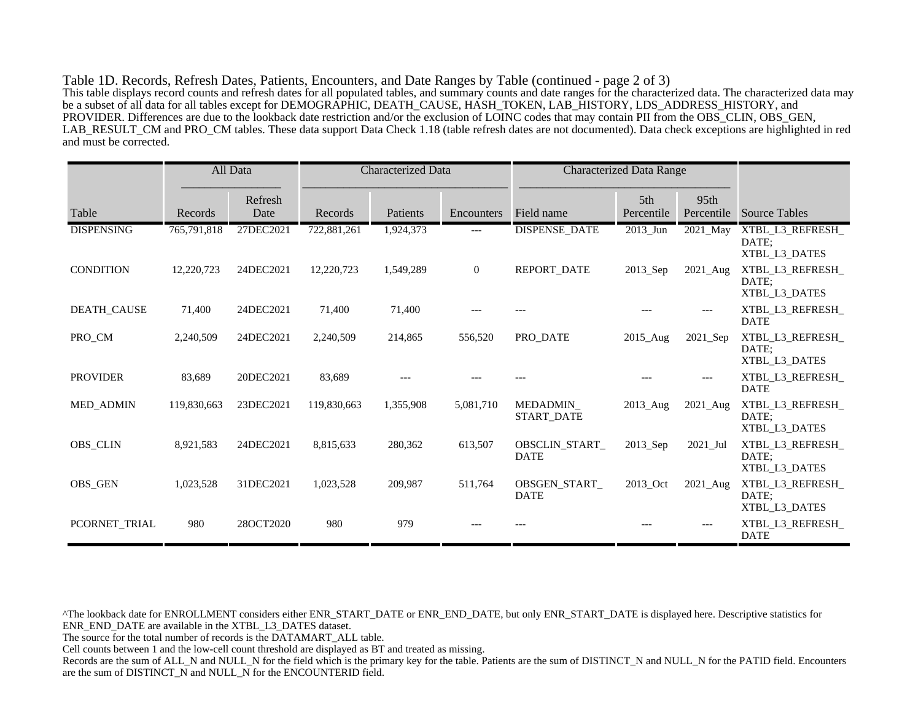Table 1D. Records, Refresh Dates, Patients, Encounters, and Date Ranges by Table (continued - page 2 of 3)

This table displays record counts and refresh dates for all populated tables, and summary counts and date ranges for the characterized data. The characterized data may be a subset of all data for all tables except for DEMOGRAPHIC, DEATH_CAUSE, HASH_TOKEN, LAB_HISTORY, LDS_ADDRESS_HISTORY, and PROVIDER. Differences are due to the lookback date restriction and/or the exclusion of LOINC codes that may contain PII from the OBS_CLIN, OBS_GEN, LAB_RESULT_CM and PRO_CM tables. These data support Data Check 1.18 (table refresh dates are not documented). Data check exceptions are highlighted in red and must be corrected.

| | All Data | | Characterized Data | | | Characterized Data Range | | | |
|---|---|---|---|---|---|---|---|---|---|
| Table | Records | Refresh Date | Records | Patients | Encounters | Field name | 5th Percentile | 95th Percentile | Source Tables |
| DISPENSING | 765,791,818 | 27DEC2021 | 722,881,261 | 1,924,373 | --- | DISPENSE_DATE | 2013_Jun | 2021_May | XTBL_L3_REFRESH_DATE; XTBL_L3_DATES |
| CONDITION | 12,220,723 | 24DEC2021 | 12,220,723 | 1,549,289 | 0 | REPORT_DATE | 2013_Sep | 2021_Aug | XTBL_L3_REFRESH_DATE; XTBL_L3_DATES |
| DEATH_CAUSE | 71,400 | 24DEC2021 | 71,400 | 71,400 | --- | --- | --- | --- | XTBL_L3_REFRESH_DATE |
| PRO_CM | 2,240,509 | 24DEC2021 | 2,240,509 | 214,865 | 556,520 | PRO_DATE | 2015_Aug | 2021_Sep | XTBL_L3_REFRESH_DATE; XTBL_L3_DATES |
| PROVIDER | 83,689 | 20DEC2021 | 83,689 | --- | --- | --- | --- | --- | XTBL_L3_REFRESH_DATE |
| MED_ADMIN | 119,830,663 | 23DEC2021 | 119,830,663 | 1,355,908 | 5,081,710 | MEDADMIN_START_DATE | 2013_Aug | 2021_Aug | XTBL_L3_REFRESH_DATE; XTBL_L3_DATES |
| OBS_CLIN | 8,921,583 | 24DEC2021 | 8,815,633 | 280,362 | 613,507 | OBSCLIN_START_DATE | 2013_Sep | 2021_Jul | XTBL_L3_REFRESH_DATE; XTBL_L3_DATES |
| OBS_GEN | 1,023,528 | 31DEC2021 | 1,023,528 | 209,987 | 511,764 | OBSGEN_START_DATE | 2013_Oct | 2021_Aug | XTBL_L3_REFRESH_DATE; XTBL_L3_DATES |
| PCORNET_TRIAL | 980 | 28OCT2020 | 980 | 979 | --- | --- | --- | --- | XTBL_L3_REFRESH_DATE |

^The lookback date for ENROLLMENT considers either ENR_START_DATE or ENR_END_DATE, but only ENR_START_DATE is displayed here. Descriptive statistics for ENR_END_DATE are available in the XTBL_L3_DATES dataset.

The source for the total number of records is the DATAMART_ALL table.

Cell counts between 1 and the low-cell count threshold are displayed as BT and treated as missing.

Records are the sum of ALL_N and NULL_N for the field which is the primary key for the table. Patients are the sum of DISTINCT_N and NULL_N for the PATID field. Encounters are the sum of DISTINCT_N and NULL_N for the ENCOUNTERID field.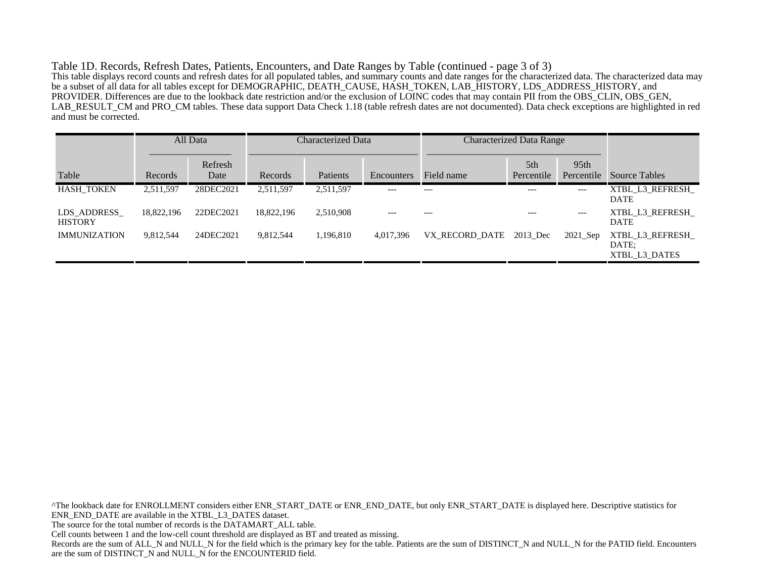Table 1D. Records, Refresh Dates, Patients, Encounters, and Date Ranges by Table (continued - page 3 of 3)

This table displays record counts and refresh dates for all populated tables, and summary counts and date ranges for the characterized data. The characterized data may be a subset of all data for all tables except for DEMOGRAPHIC, DEATH_CAUSE, HASH_TOKEN, LAB_HISTORY, LDS_ADDRESS_HISTORY, and PROVIDER. Differences are due to the lookback date restriction and/or the exclusion of LOINC codes that may contain PII from the OBS_CLIN, OBS_GEN, LAB_RESULT_CM and PRO_CM tables. These data support Data Check 1.18 (table refresh dates are not documented). Data check exceptions are highlighted in red and must be corrected.

| | All Data | | Characterized Data | | | Characterized Data Range | | | |
|---|---|---|---|---|---|---|---|---|---|
| Table | Records | Refresh Date | Records | Patients | Encounters | Field name | 5th Percentile | 95th Percentile | Source Tables |
| HASH_TOKEN | 2,511,597 | 28DEC2021 | 2,511,597 | 2,511,597 | --- | --- | --- | --- | XTBL_L3_REFRESH_DATE |
| LDS_ADDRESS_HISTORY | 18,822,196 | 22DEC2021 | 18,822,196 | 2,510,908 | --- | --- | --- | --- | XTBL_L3_REFRESH_DATE |
| IMMUNIZATION | 9,812,544 | 24DEC2021 | 9,812,544 | 1,196,810 | 4,017,396 | VX_RECORD_DATE | 2013_Dec | 2021_Sep | XTBL_L3_REFRESH_DATE; XTBL_L3_DATES |

^The lookback date for ENROLLMENT considers either ENR_START_DATE or ENR_END_DATE, but only ENR_START_DATE is displayed here. Descriptive statistics for ENR_END_DATE are available in the XTBL_L3_DATES dataset.

The source for the total number of records is the DATAMART_ALL table.

Cell counts between 1 and the low-cell count threshold are displayed as BT and treated as missing.

Records are the sum of ALL_N and NULL_N for the field which is the primary key for the table. Patients are the sum of DISTINCT_N and NULL_N for the PATID field. Encounters are the sum of DISTINCT_N and NULL_N for the ENCOUNTERID field.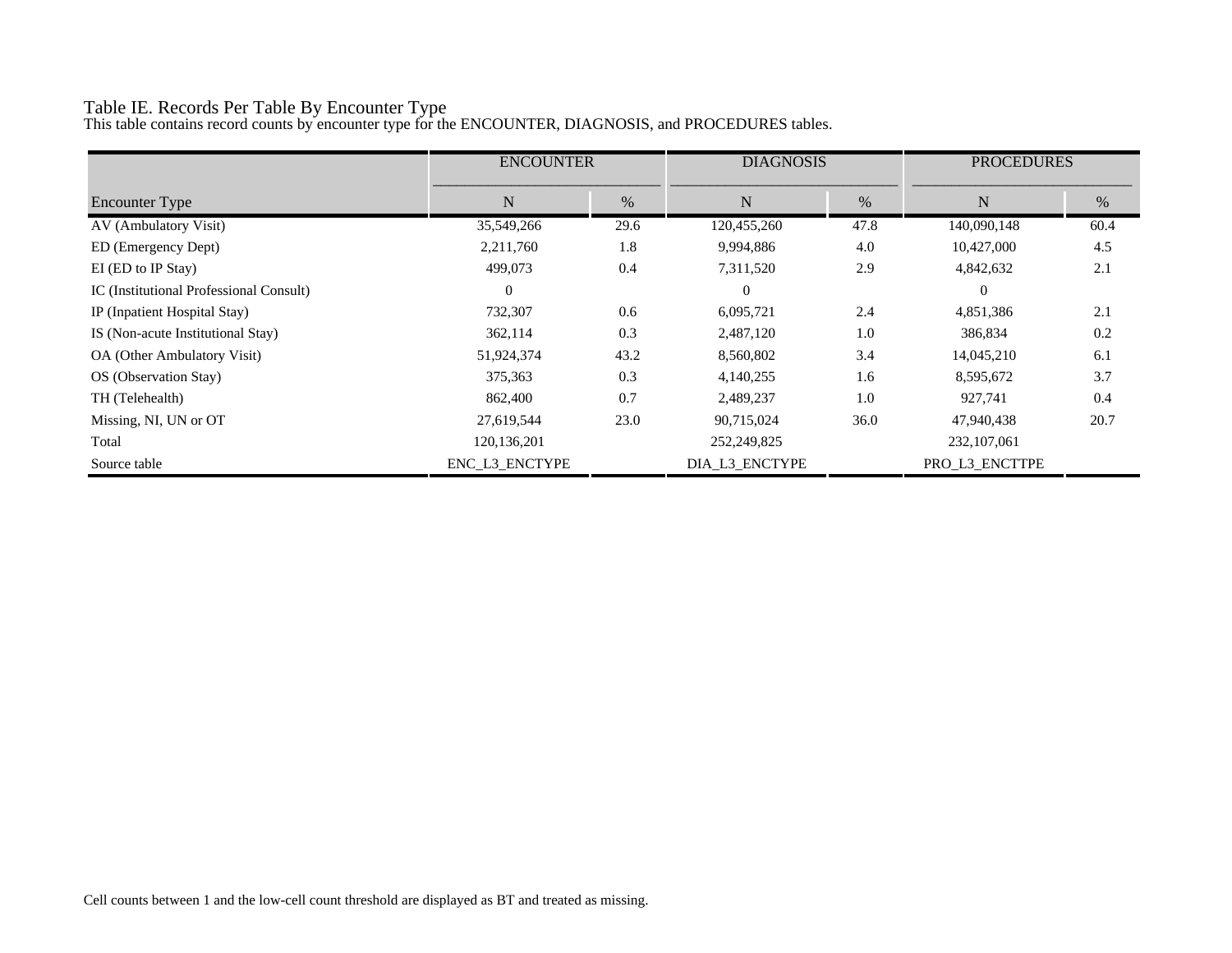# Table IE. Records Per Table By Encounter Type

This table contains record counts by encounter type for the ENCOUNTER, DIAGNOSIS, and PROCEDURES tables.

| | ENCOUNTER | | DIAGNOSIS | | PROCEDURES | |
|---|---|---|---|---|---|---|
| Encounter Type | N | % | N | % | N | % |
| AV (Ambulatory Visit) | 35,549,266 | 29.6 | 120,455,260 | 47.8 | 140,090,148 | 60.4 |
| ED (Emergency Dept) | 2,211,760 | 1.8 | 9,994,886 | 4.0 | 10,427,000 | 4.5 |
| EI (ED to IP Stay) | 499,073 | 0.4 | 7,311,520 | 2.9 | 4,842,632 | 2.1 |
| IC (Institutional Professional Consult) | 0 | | 0 | | 0 | |
| IP (Inpatient Hospital Stay) | 732,307 | 0.6 | 6,095,721 | 2.4 | 4,851,386 | 2.1 |
| IS (Non-acute Institutional Stay) | 362,114 | 0.3 | 2,487,120 | 1.0 | 386,834 | 0.2 |
| OA (Other Ambulatory Visit) | 51,924,374 | 43.2 | 8,560,802 | 3.4 | 14,045,210 | 6.1 |
| OS (Observation Stay) | 375,363 | 0.3 | 4,140,255 | 1.6 | 8,595,672 | 3.7 |
| TH (Telehealth) | 862,400 | 0.7 | 2,489,237 | 1.0 | 927,741 | 0.4 |
| Missing, NI, UN or OT | 27,619,544 | 23.0 | 90,715,024 | 36.0 | 47,940,438 | 20.7 |
| Total | 120,136,201 | | 252,249,825 | | 232,107,061 | |
| Source table | ENC_L3_ENCTYPE | | DIA_L3_ENCTYPE | | PRO_L3_ENCTTPE | |

Cell counts between 1 and the low-cell count threshold are displayed as BT and treated as missing.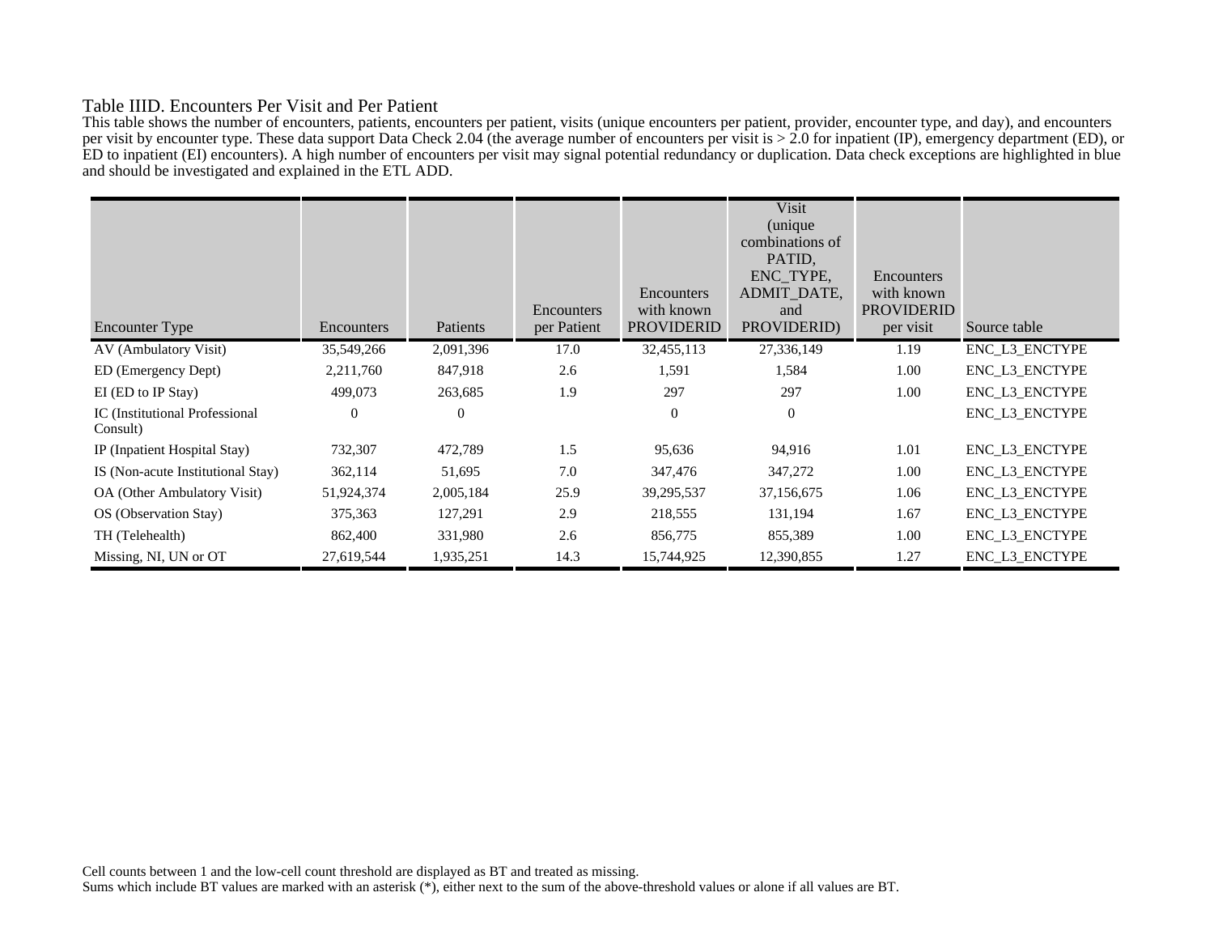Table IIID. Encounters Per Visit and Per Patient

This table shows the number of encounters, patients, encounters per patient, visits (unique encounters per patient, provider, encounter type, and day), and encounters per visit by encounter type. These data support Data Check 2.04 (the average number of encounters per visit is > 2.0 for inpatient (IP), emergency department (ED), or ED to inpatient (EI) encounters). A high number of encounters per visit may signal potential redundancy or duplication. Data check exceptions are highlighted in blue and should be investigated and explained in the ETL ADD.

| Encounter Type | Encounters | Patients | Encounters per Patient | Encounters with known PROVIDERID | Visit (unique combinations of PATID, ENC_TYPE, ADMIT_DATE, and PROVIDERID) | Encounters with known PROVIDERID per visit | Source table |
|---|---|---|---|---|---|---|---|
| AV (Ambulatory Visit) | 35,549,266 | 2,091,396 | 17.0 | 32,455,113 | 27,336,149 | 1.19 | ENC_L3_ENCTYPE |
| ED (Emergency Dept) | 2,211,760 | 847,918 | 2.6 | 1,591 | 1,584 | 1.00 | ENC_L3_ENCTYPE |
| EI (ED to IP Stay) | 499,073 | 263,685 | 1.9 | 297 | 297 | 1.00 | ENC_L3_ENCTYPE |
| IC (Institutional Professional Consult) | 0 | 0 | | 0 | 0 | | ENC_L3_ENCTYPE |
| IP (Inpatient Hospital Stay) | 732,307 | 472,789 | 1.5 | 95,636 | 94,916 | 1.01 | ENC_L3_ENCTYPE |
| IS (Non-acute Institutional Stay) | 362,114 | 51,695 | 7.0 | 347,476 | 347,272 | 1.00 | ENC_L3_ENCTYPE |
| OA (Other Ambulatory Visit) | 51,924,374 | 2,005,184 | 25.9 | 39,295,537 | 37,156,675 | 1.06 | ENC_L3_ENCTYPE |
| OS (Observation Stay) | 375,363 | 127,291 | 2.9 | 218,555 | 131,194 | 1.67 | ENC_L3_ENCTYPE |
| TH (Telehealth) | 862,400 | 331,980 | 2.6 | 856,775 | 855,389 | 1.00 | ENC_L3_ENCTYPE |
| Missing, NI, UN or OT | 27,619,544 | 1,935,251 | 14.3 | 15,744,925 | 12,390,855 | 1.27 | ENC_L3_ENCTYPE |

Cell counts between 1 and the low-cell count threshold are displayed as BT and treated as missing.
Sums which include BT values are marked with an asterisk (*), either next to the sum of the above-threshold values or alone if all values are BT.